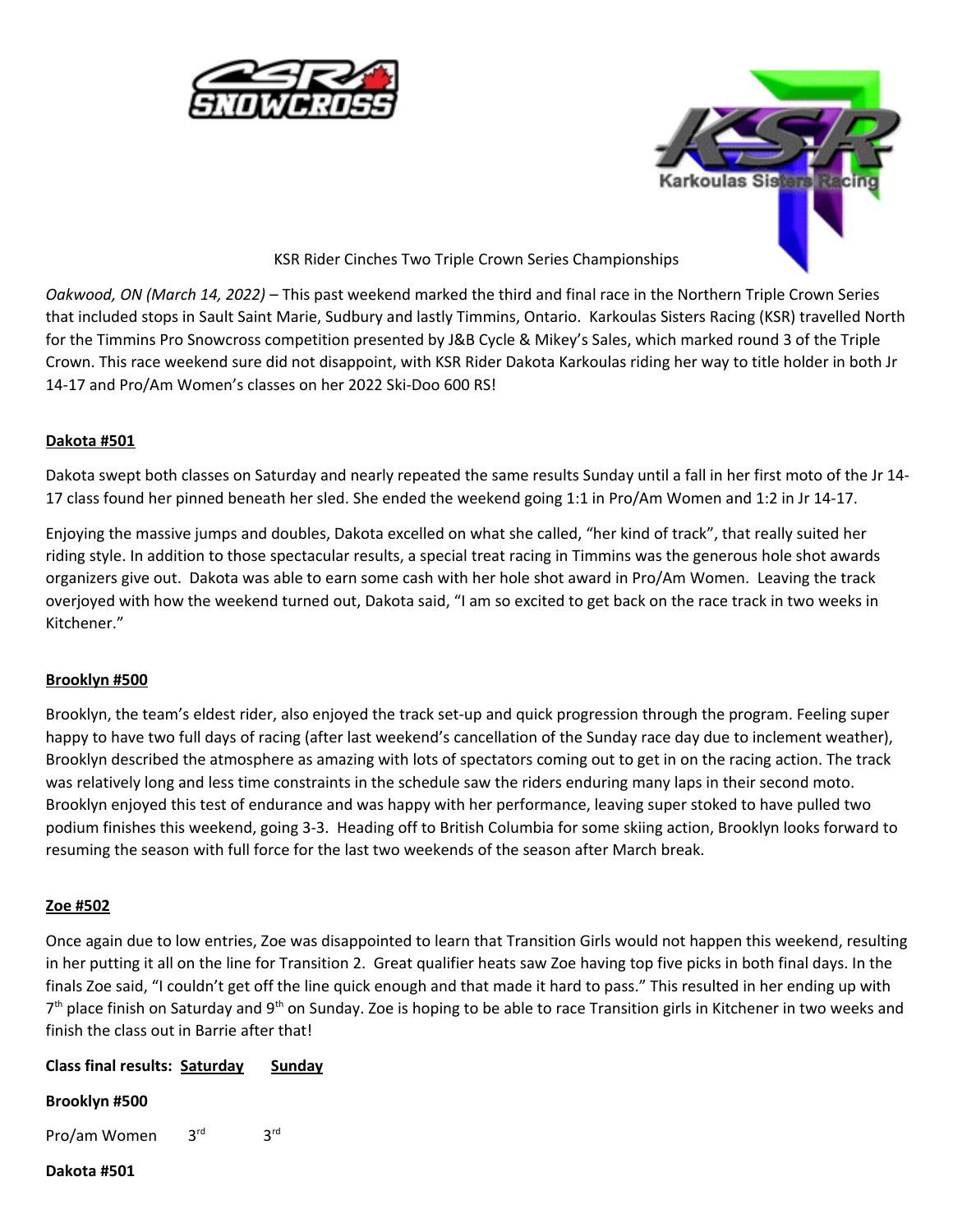KSR Rider Cinches Two Triple Crown Series Championships

*Oakwood, ON (March 14, 2022)* – This past weekend marked the third and final race in the Northern Triple Crown Series that included stops in Sault Saint Marie, Sudbury and lastly Timmins, Ontario. Karkoulas Sisters Racing (KSR) travelled North for the Timmins Pro Snowcross competition presented by J&B Cycle & Mikey's Sales, which marked round 3 of the Triple Crown. This race weekend sure did not disappoint, with KSR Rider Dakota Karkoulas riding her way to title holder in both Jr 14-17 and Pro/Am Women's classes on her 2022 Ski-Doo 600 RS!

**Dakota #501**

Dakota swept both classes on Saturday and nearly repeated the same results Sunday until a fall in her first moto of the Jr 14-17 class found her pinned beneath her sled. She ended the weekend going 1:1 in Pro/Am Women and 1:2 in Jr 14-17.

Enjoying the massive jumps and doubles, Dakota excelled on what she called, "her kind of track", that really suited her riding style. In addition to those spectacular results, a special treat racing in Timmins was the generous hole shot awards organizers give out. Dakota was able to earn some cash with her hole shot award in Pro/Am Women. Leaving the track overjoyed with how the weekend turned out, Dakota said, "I am so excited to get back on the race track in two weeks in Kitchener."

**Brooklyn #500**

Brooklyn, the team's eldest rider, also enjoyed the track set-up and quick progression through the program. Feeling super happy to have two full days of racing (after last weekend's cancellation of the Sunday race day due to inclement weather), Brooklyn described the atmosphere as amazing with lots of spectators coming out to get in on the racing action. The track was relatively long and less time constraints in the schedule saw the riders enduring many laps in their second moto. Brooklyn enjoyed this test of endurance and was happy with her performance, leaving super stoked to have pulled two podium finishes this weekend, going 3-3. Heading off to British Columbia for some skiing action, Brooklyn looks forward to resuming the season with full force for the last two weekends of the season after March break.

**Zoe #502**

Once again due to low entries, Zoe was disappointed to learn that Transition Girls would not happen this weekend, resulting in her putting it all on the line for Transition 2. Great qualifier heats saw Zoe having top five picks in both final days. In the finals Zoe said, "I couldn't get off the line quick enough and that made it hard to pass." This resulted in her ending up with 7th place finish on Saturday and 9th on Sunday. Zoe is hoping to be able to race Transition girls in Kitchener in two weeks and finish the class out in Barrie after that!

| **Class final results:** | **Saturday** | **Sunday** |
|---|---|---|
| **Brooklyn #500** | | |
| Pro/am Women | 3rd | 3rd |
| **Dakota #501** | | |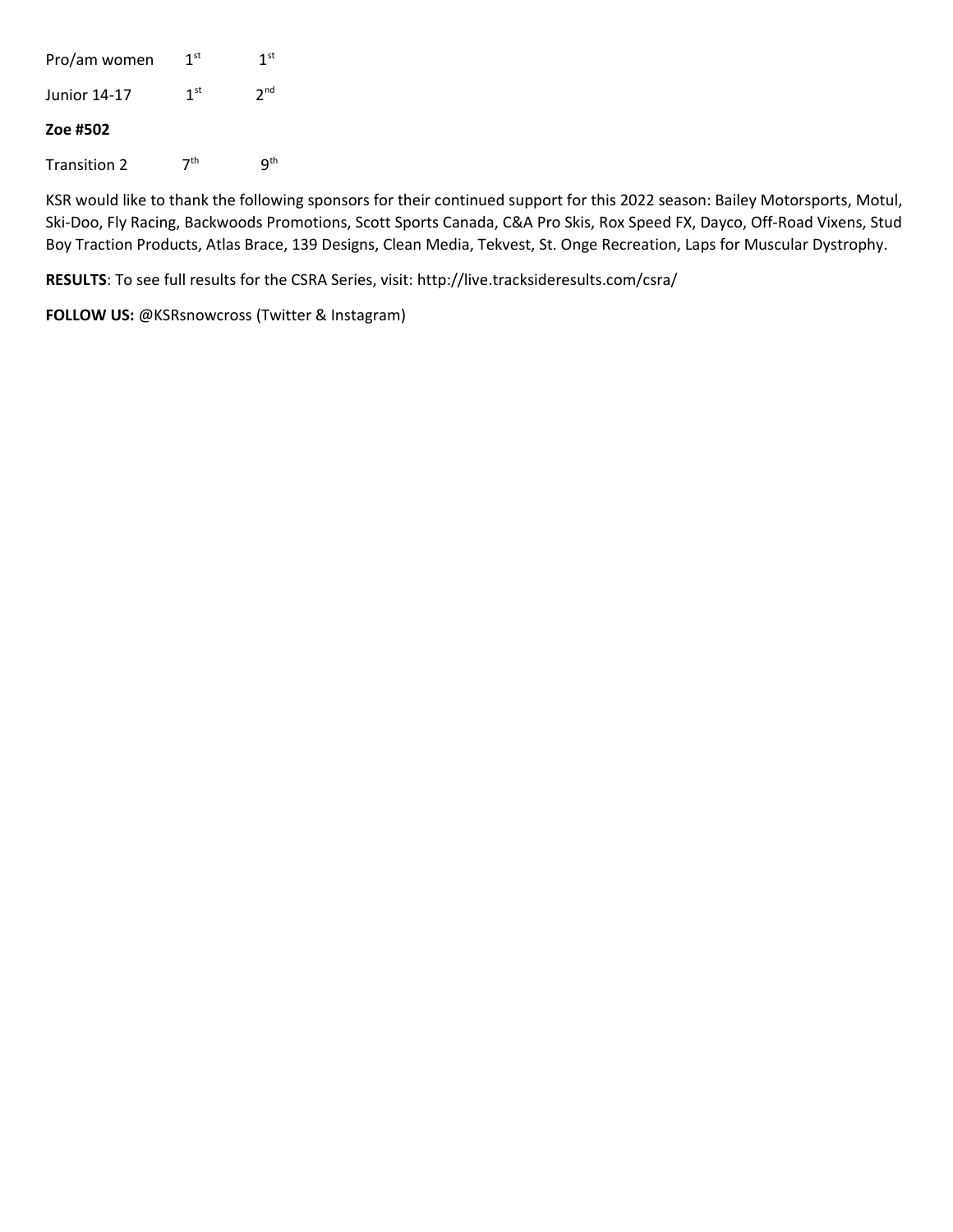| | | |
|---|---|---|
| Pro/am women | 1st | 1st |
| Junior 14-17 | 1st | 2nd |

**Zoe #502**

| | | |
|---|---|---|
| Transition 2 | 7th | 9th |

KSR would like to thank the following sponsors for their continued support for this 2022 season: Bailey Motorsports, Motul, Ski-Doo, Fly Racing, Backwoods Promotions, Scott Sports Canada, C&A Pro Skis, Rox Speed FX, Dayco, Off-Road Vixens, Stud Boy Traction Products, Atlas Brace, 139 Designs, Clean Media, Tekvest, St. Onge Recreation, Laps for Muscular Dystrophy.

**RESULTS**: To see full results for the CSRA Series, visit: http://live.tracksideresults.com/csra/

**FOLLOW US:** @KSRsnowcross (Twitter & Instagram)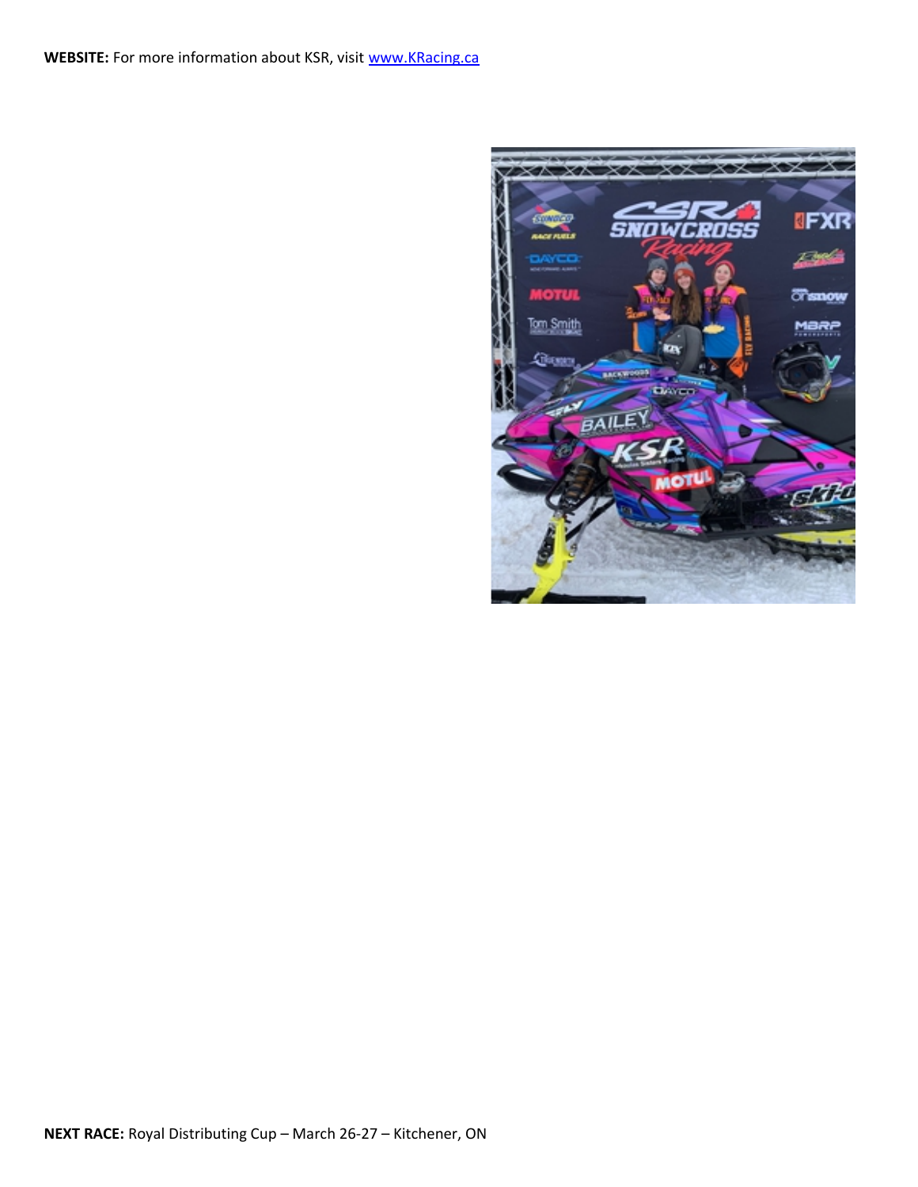**WEBSITE:** For more information about KSR, visit [www.KRacing.ca](http://www.KRacing.ca)

**NEXT RACE:** Royal Distributing Cup – March 26-27 – Kitchener, ON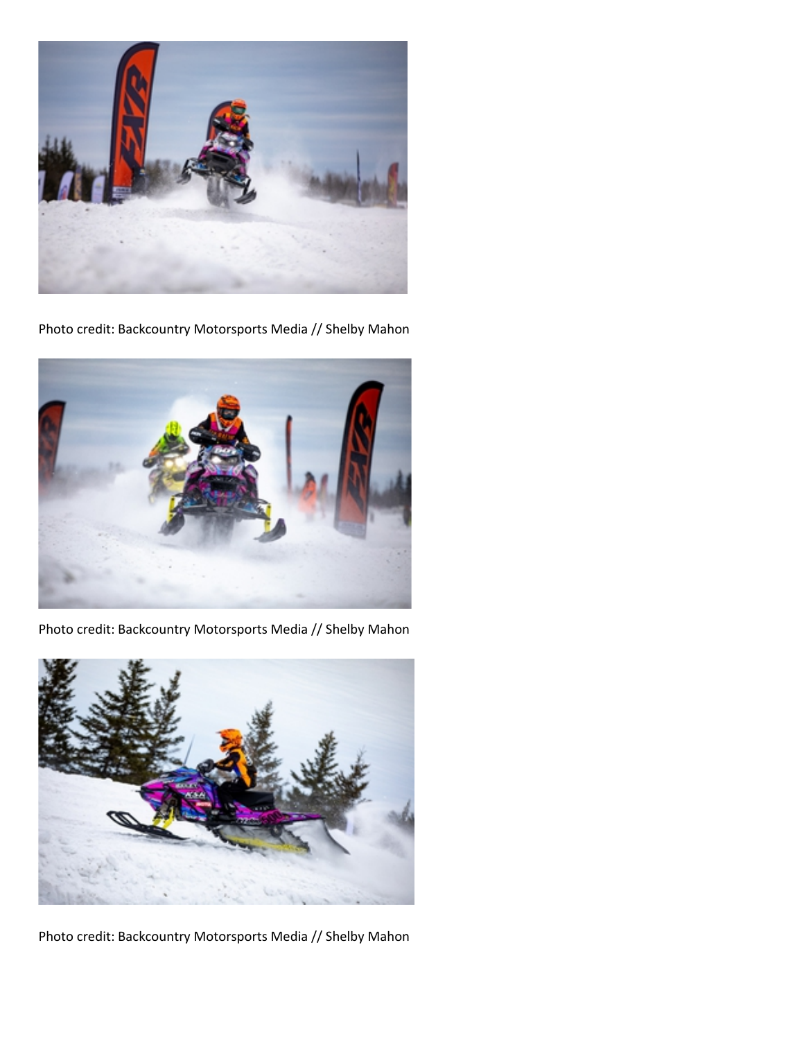Photo credit: Backcountry Motorsports Media // Shelby Mahon

Photo credit: Backcountry Motorsports Media // Shelby Mahon

Photo credit: Backcountry Motorsports Media // Shelby Mahon